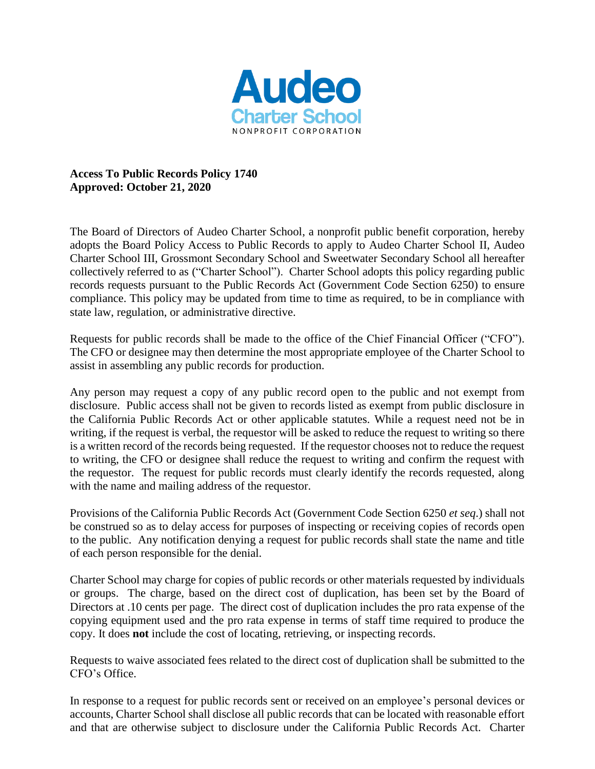**Audeo Charter School**
NONPROFIT CORPORATION

**Access To Public Records Policy 1740**
**Approved: October 21, 2020**

The Board of Directors of Audeo Charter School, a nonprofit public benefit corporation, hereby adopts the Board Policy Access to Public Records to apply to Audeo Charter School II, Audeo Charter School III, Grossmont Secondary School and Sweetwater Secondary School all hereafter collectively referred to as ("Charter School"). Charter School adopts this policy regarding public records requests pursuant to the Public Records Act (Government Code Section 6250) to ensure compliance. This policy may be updated from time to time as required, to be in compliance with state law, regulation, or administrative directive.

Requests for public records shall be made to the office of the Chief Financial Officer ("CFO"). The CFO or designee may then determine the most appropriate employee of the Charter School to assist in assembling any public records for production.

Any person may request a copy of any public record open to the public and not exempt from disclosure. Public access shall not be given to records listed as exempt from public disclosure in the California Public Records Act or other applicable statutes. While a request need not be in writing, if the request is verbal, the requestor will be asked to reduce the request to writing so there is a written record of the records being requested. If the requestor chooses not to reduce the request to writing, the CFO or designee shall reduce the request to writing and confirm the request with the requestor. The request for public records must clearly identify the records requested, along with the name and mailing address of the requestor.

Provisions of the California Public Records Act (Government Code Section 6250 *et seq.*) shall not be construed so as to delay access for purposes of inspecting or receiving copies of records open to the public. Any notification denying a request for public records shall state the name and title of each person responsible for the denial.

Charter School may charge for copies of public records or other materials requested by individuals or groups. The charge, based on the direct cost of duplication, has been set by the Board of Directors at .10 cents per page. The direct cost of duplication includes the pro rata expense of the copying equipment used and the pro rata expense in terms of staff time required to produce the copy. It does **not** include the cost of locating, retrieving, or inspecting records.

Requests to waive associated fees related to the direct cost of duplication shall be submitted to the CFO's Office.

In response to a request for public records sent or received on an employee's personal devices or accounts, Charter School shall disclose all public records that can be located with reasonable effort and that are otherwise subject to disclosure under the California Public Records Act. Charter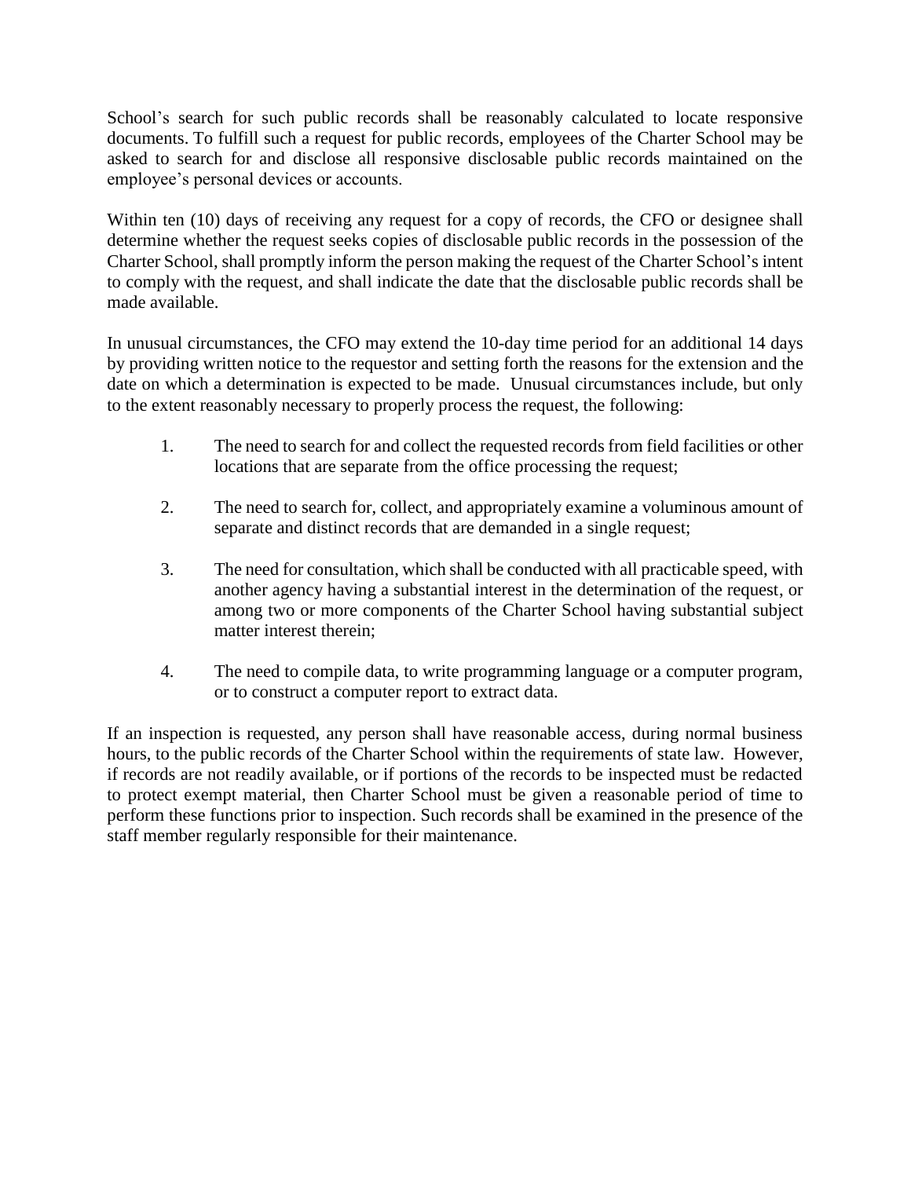School's search for such public records shall be reasonably calculated to locate responsive documents. To fulfill such a request for public records, employees of the Charter School may be asked to search for and disclose all responsive disclosable public records maintained on the employee's personal devices or accounts.

Within ten (10) days of receiving any request for a copy of records, the CFO or designee shall determine whether the request seeks copies of disclosable public records in the possession of the Charter School, shall promptly inform the person making the request of the Charter School's intent to comply with the request, and shall indicate the date that the disclosable public records shall be made available.

In unusual circumstances, the CFO may extend the 10-day time period for an additional 14 days by providing written notice to the requestor and setting forth the reasons for the extension and the date on which a determination is expected to be made. Unusual circumstances include, but only to the extent reasonably necessary to properly process the request, the following:

1. The need to search for and collect the requested records from field facilities or other locations that are separate from the office processing the request;

2. The need to search for, collect, and appropriately examine a voluminous amount of separate and distinct records that are demanded in a single request;

3. The need for consultation, which shall be conducted with all practicable speed, with another agency having a substantial interest in the determination of the request, or among two or more components of the Charter School having substantial subject matter interest therein;

4. The need to compile data, to write programming language or a computer program, or to construct a computer report to extract data.

If an inspection is requested, any person shall have reasonable access, during normal business hours, to the public records of the Charter School within the requirements of state law. However, if records are not readily available, or if portions of the records to be inspected must be redacted to protect exempt material, then Charter School must be given a reasonable period of time to perform these functions prior to inspection. Such records shall be examined in the presence of the staff member regularly responsible for their maintenance.